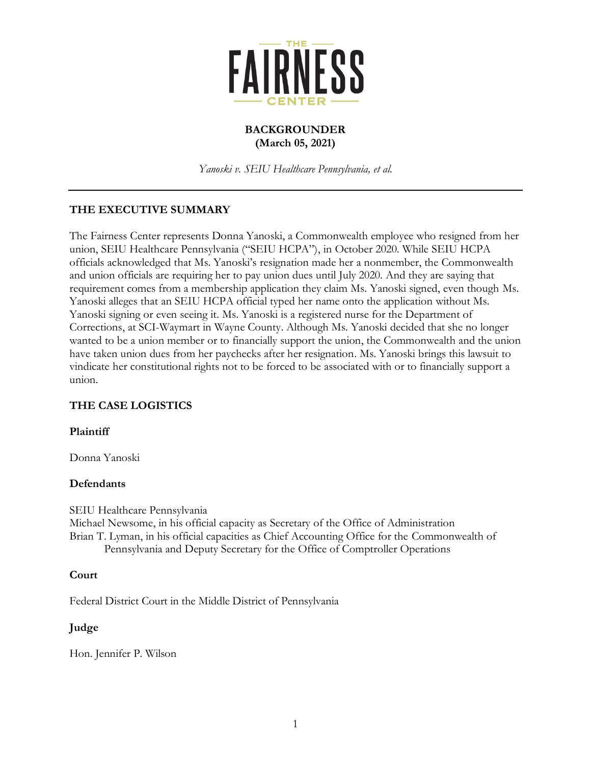THE FAIRNESS CENTER

**BACKGROUNDER**
**(March 05, 2021)**

*Yanoski v. SEIU Healthcare Pennsylvania, et al.*

---

## THE EXECUTIVE SUMMARY

The Fairness Center represents Donna Yanoski, a Commonwealth employee who resigned from her union, SEIU Healthcare Pennsylvania ("SEIU HCPA"), in October 2020. While SEIU HCPA officials acknowledged that Ms. Yanoski's resignation made her a nonmember, the Commonwealth and union officials are requiring her to pay union dues until July 2020. And they are saying that requirement comes from a membership application they claim Ms. Yanoski signed, even though Ms. Yanoski alleges that an SEIU HCPA official typed her name onto the application without Ms. Yanoski signing or even seeing it. Ms. Yanoski is a registered nurse for the Department of Corrections, at SCI-Waymart in Wayne County. Although Ms. Yanoski decided that she no longer wanted to be a union member or to financially support the union, the Commonwealth and the union have taken union dues from her paychecks after her resignation. Ms. Yanoski brings this lawsuit to vindicate her constitutional rights not to be forced to be associated with or to financially support a union.

## THE CASE LOGISTICS

### Plaintiff

Donna Yanoski

### Defendants

SEIU Healthcare Pennsylvania
Michael Newsome, in his official capacity as Secretary of the Office of Administration
Brian T. Lyman, in his official capacities as Chief Accounting Office for the Commonwealth of Pennsylvania and Deputy Secretary for the Office of Comptroller Operations

### Court

Federal District Court in the Middle District of Pennsylvania

### Judge

Hon. Jennifer P. Wilson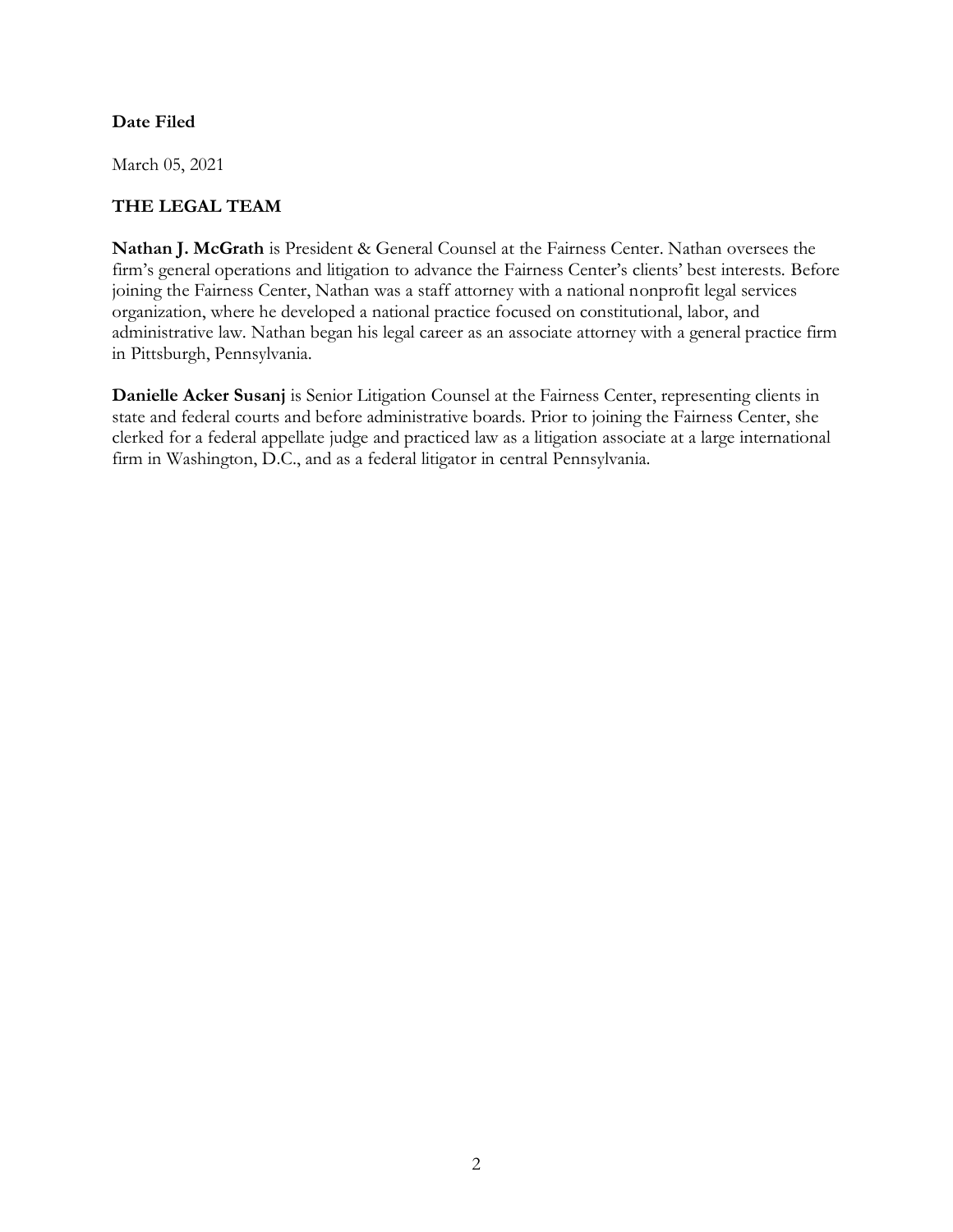**Date Filed**

March 05, 2021

**THE LEGAL TEAM**

**Nathan J. McGrath** is President & General Counsel at the Fairness Center. Nathan oversees the firm's general operations and litigation to advance the Fairness Center's clients' best interests. Before joining the Fairness Center, Nathan was a staff attorney with a national nonprofit legal services organization, where he developed a national practice focused on constitutional, labor, and administrative law. Nathan began his legal career as an associate attorney with a general practice firm in Pittsburgh, Pennsylvania.

**Danielle Acker Susanj** is Senior Litigation Counsel at the Fairness Center, representing clients in state and federal courts and before administrative boards. Prior to joining the Fairness Center, she clerked for a federal appellate judge and practiced law as a litigation associate at a large international firm in Washington, D.C., and as a federal litigator in central Pennsylvania.